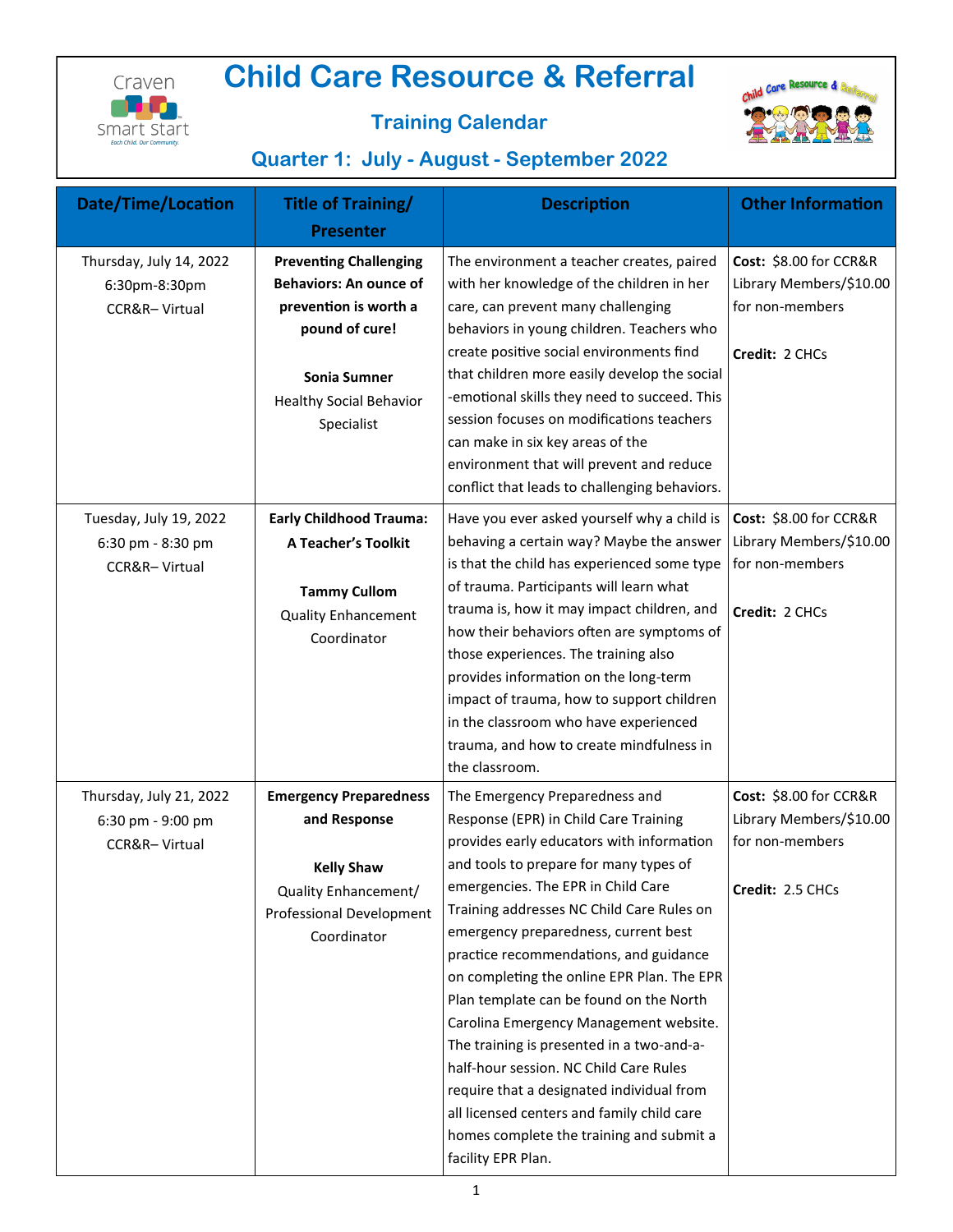# Child Care Resource & Referral

## Training Calendar

### Quarter 1: July - August - September 2022

| Date/Time/Location | Title of Training/ Presenter | Description | Other Information |
|---|---|---|---|
| Thursday, July 14, 2022<br>6:30pm-8:30pm<br>CCR&R– Virtual | **Preventing Challenging Behaviors: An ounce of prevention is worth a pound of cure!**<br><br>**Sonia Sumner**<br>Healthy Social Behavior Specialist | The environment a teacher creates, paired with her knowledge of the children in her care, can prevent many challenging behaviors in young children. Teachers who create positive social environments find that children more easily develop the social -emotional skills they need to succeed. This session focuses on modifications teachers can make in six key areas of the environment that will prevent and reduce conflict that leads to challenging behaviors. | **Cost:** $8.00 for CCR&R Library Members/$10.00 for non-members<br><br>**Credit:** 2 CHCs |
| Tuesday, July 19, 2022<br>6:30 pm - 8:30 pm<br>CCR&R– Virtual | **Early Childhood Trauma: A Teacher's Toolkit**<br><br>**Tammy Cullom**<br>Quality Enhancement Coordinator | Have you ever asked yourself why a child is behaving a certain way? Maybe the answer is that the child has experienced some type of trauma. Participants will learn what trauma is, how it may impact children, and how their behaviors often are symptoms of those experiences. The training also provides information on the long-term impact of trauma, how to support children in the classroom who have experienced trauma, and how to create mindfulness in the classroom. | **Cost:** $8.00 for CCR&R Library Members/$10.00 for non-members<br><br>**Credit:** 2 CHCs |
| Thursday, July 21, 2022<br>6:30 pm - 9:00 pm<br>CCR&R– Virtual | **Emergency Preparedness and Response**<br><br>**Kelly Shaw**<br>Quality Enhancement/ Professional Development Coordinator | The Emergency Preparedness and Response (EPR) in Child Care Training provides early educators with information and tools to prepare for many types of emergencies. The EPR in Child Care Training addresses NC Child Care Rules on emergency preparedness, current best practice recommendations, and guidance on completing the online EPR Plan. The EPR Plan template can be found on the North Carolina Emergency Management website. The training is presented in a two-and-a-half-hour session. NC Child Care Rules require that a designated individual from all licensed centers and family child care homes complete the training and submit a facility EPR Plan. | **Cost:** $8.00 for CCR&R Library Members/$10.00 for non-members<br><br>**Credit:** 2.5 CHCs |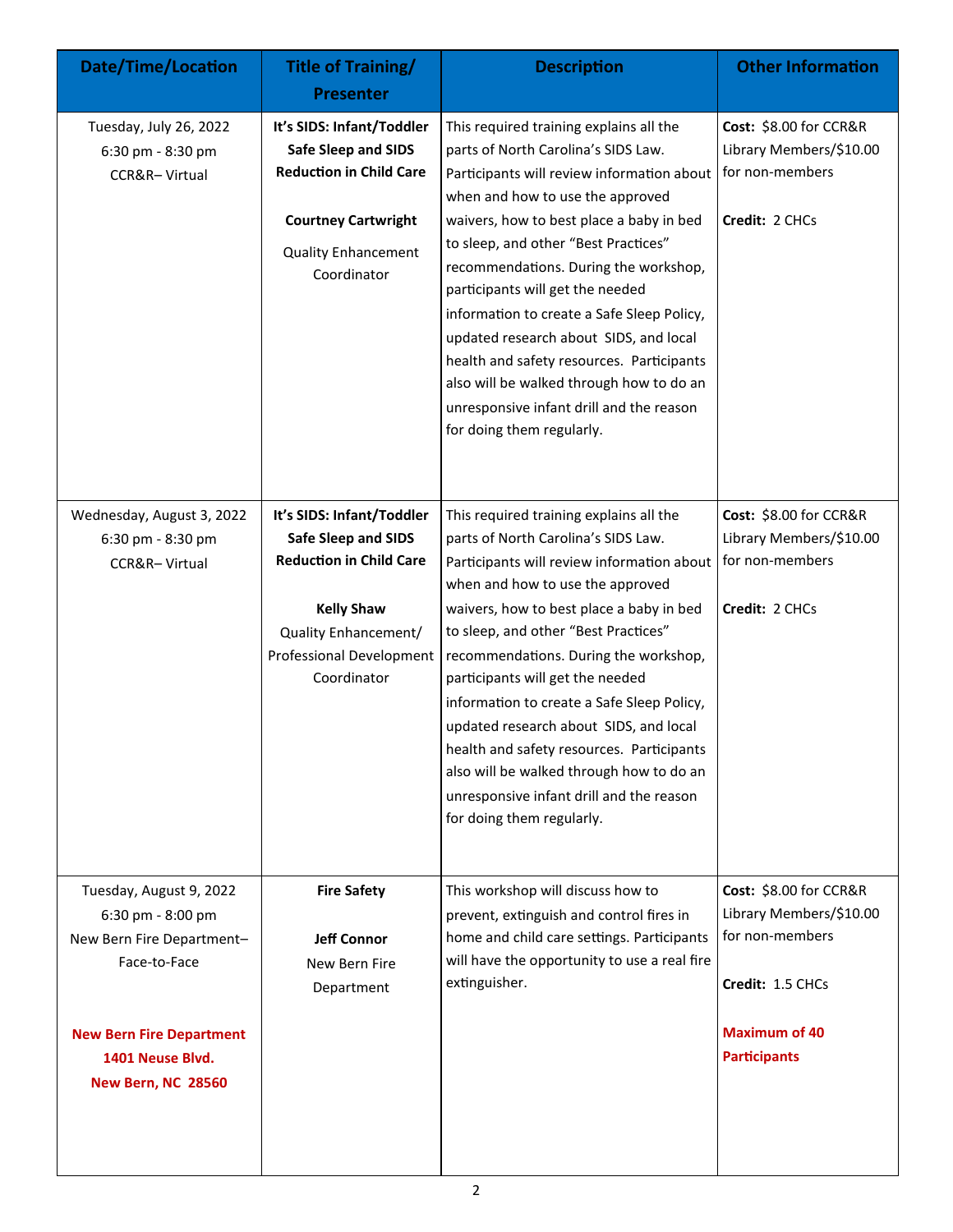| Date/Time/Location | Title of Training/ Presenter | Description | Other Information |
|---|---|---|---|
| Tuesday, July 26, 2022<br>6:30 pm - 8:30 pm<br>CCR&R– Virtual | **It's SIDS: Infant/Toddler Safe Sleep and SIDS Reduction in Child Care**<br><br>**Courtney Cartwright**<br>Quality Enhancement Coordinator | This required training explains all the parts of North Carolina's SIDS Law. Participants will review information about when and how to use the approved waivers, how to best place a baby in bed to sleep, and other "Best Practices" recommendations. During the workshop, participants will get the needed information to create a Safe Sleep Policy, updated research about SIDS, and local health and safety resources. Participants also will be walked through how to do an unresponsive infant drill and the reason for doing them regularly. | **Cost:** $8.00 for CCR&R Library Members/$10.00 for non-members<br><br>**Credit:** 2 CHCs |
| Wednesday, August 3, 2022<br>6:30 pm - 8:30 pm<br>CCR&R– Virtual | **It's SIDS: Infant/Toddler Safe Sleep and SIDS Reduction in Child Care**<br><br>**Kelly Shaw**<br>Quality Enhancement/ Professional Development Coordinator | This required training explains all the parts of North Carolina's SIDS Law. Participants will review information about when and how to use the approved waivers, how to best place a baby in bed to sleep, and other "Best Practices" recommendations. During the workshop, participants will get the needed information to create a Safe Sleep Policy, updated research about SIDS, and local health and safety resources. Participants also will be walked through how to do an unresponsive infant drill and the reason for doing them regularly. | **Cost:** $8.00 for CCR&R Library Members/$10.00 for non-members<br><br>**Credit:** 2 CHCs |
| Tuesday, August 9, 2022<br>6:30 pm - 8:00 pm<br>New Bern Fire Department– Face-to-Face<br><br>**New Bern Fire Department<br>1401 Neuse Blvd.<br>New Bern, NC 28560** | **Fire Safety**<br><br>**Jeff Connor**<br>New Bern Fire Department | This workshop will discuss how to prevent, extinguish and control fires in home and child care settings. Participants will have the opportunity to use a real fire extinguisher. | **Cost:** $8.00 for CCR&R Library Members/$10.00 for non-members<br><br>**Credit:** 1.5 CHCs<br><br>**Maximum of 40 Participants** |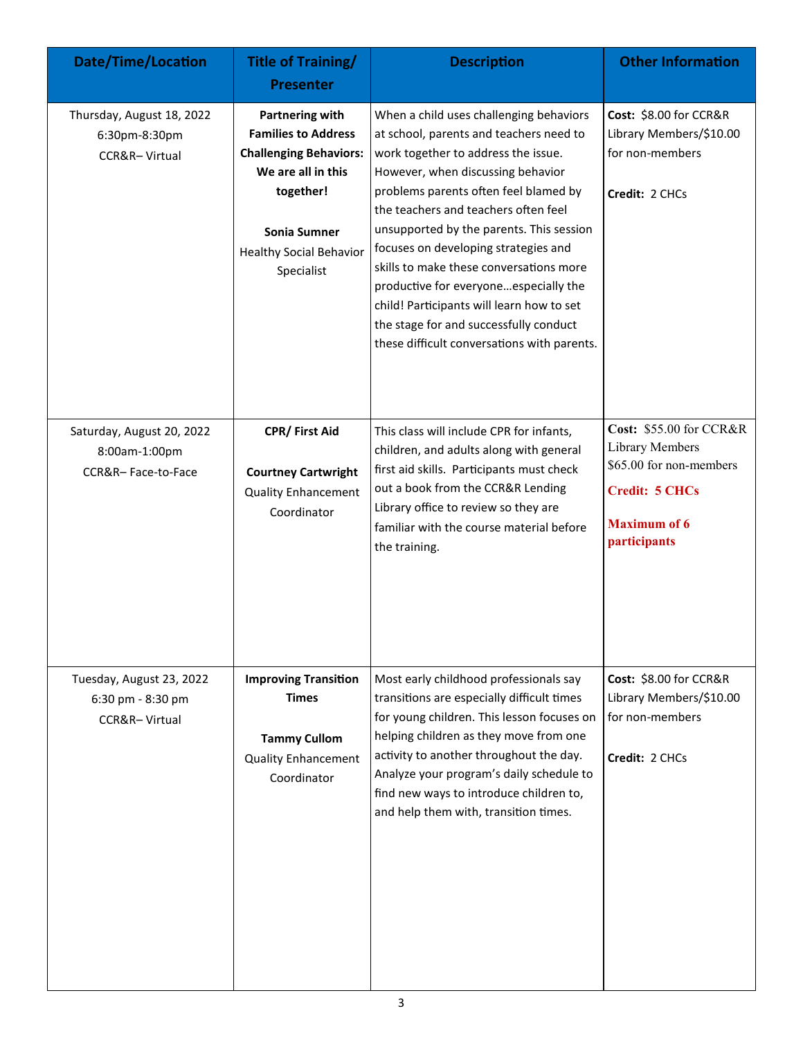| Date/Time/Location | Title of Training/ Presenter | Description | Other Information |
| --- | --- | --- | --- |
| Thursday, August 18, 2022<br>6:30pm-8:30pm<br>CCR&R– Virtual | **Partnering with Families to Address Challenging Behaviors: We are all in this together!**<br><br>**Sonia Sumner**<br>Healthy Social Behavior Specialist | When a child uses challenging behaviors at school, parents and teachers need to work together to address the issue. However, when discussing behavior problems parents often feel blamed by the teachers and teachers often feel unsupported by the parents. This session focuses on developing strategies and skills to make these conversations more productive for everyone…especially the child! Participants will learn how to set the stage for and successfully conduct these difficult conversations with parents. | **Cost:** $8.00 for CCR&R Library Members/$10.00 for non-members<br><br>**Credit:** 2 CHCs |
| Saturday, August 20, 2022<br>8:00am-1:00pm<br>CCR&R– Face-to-Face | **CPR/ First Aid**<br><br>**Courtney Cartwright**<br>Quality Enhancement Coordinator | This class will include CPR for infants, children, and adults along with general first aid skills. Participants must check out a book from the CCR&R Lending Library office to review so they are familiar with the course material before the training. | **Cost:** $55.00 for CCR&R Library Members<br>$65.00 for non-members<br>**Credit: 5 CHCs**<br><br>**Maximum of 6 participants** |
| Tuesday, August 23, 2022<br>6:30 pm - 8:30 pm<br>CCR&R– Virtual | **Improving Transition Times**<br><br>**Tammy Cullom**<br>Quality Enhancement Coordinator | Most early childhood professionals say transitions are especially difficult times for young children. This lesson focuses on helping children as they move from one activity to another throughout the day. Analyze your program's daily schedule to find new ways to introduce children to, and help them with, transition times. | **Cost:** $8.00 for CCR&R Library Members/$10.00 for non-members<br><br>**Credit:** 2 CHCs |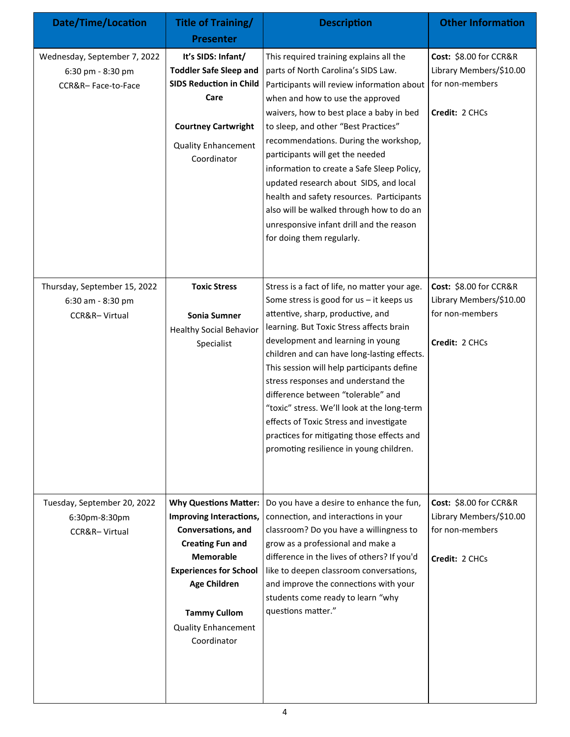| Date/Time/Location | Title of Training/ Presenter | Description | Other Information |
|---|---|---|---|
| Wednesday, September 7, 2022<br>6:30 pm - 8:30 pm<br>CCR&R– Face-to-Face | **It's SIDS: Infant/ Toddler Safe Sleep and SIDS Reduction in Child Care**<br><br>**Courtney Cartwright**<br>Quality Enhancement Coordinator | This required training explains all the parts of North Carolina's SIDS Law. Participants will review information about when and how to use the approved waivers, how to best place a baby in bed to sleep, and other "Best Practices" recommendations. During the workshop, participants will get the needed information to create a Safe Sleep Policy, updated research about SIDS, and local health and safety resources. Participants also will be walked through how to do an unresponsive infant drill and the reason for doing them regularly. | **Cost:** $8.00 for CCR&R Library Members/$10.00 for non-members<br><br>**Credit:** 2 CHCs |
| Thursday, September 15, 2022<br>6:30 am - 8:30 pm<br>CCR&R– Virtual | **Toxic Stress**<br><br>**Sonia Sumner**<br>Healthy Social Behavior Specialist | Stress is a fact of life, no matter your age. Some stress is good for us – it keeps us attentive, sharp, productive, and learning. But Toxic Stress affects brain development and learning in young children and can have long-lasting effects. This session will help participants define stress responses and understand the difference between "tolerable" and "toxic" stress. We'll look at the long-term effects of Toxic Stress and investigate practices for mitigating those effects and promoting resilience in young children. | **Cost:** $8.00 for CCR&R Library Members/$10.00 for non-members<br><br>**Credit:** 2 CHCs |
| Tuesday, September 20, 2022<br>6:30pm-8:30pm<br>CCR&R– Virtual | **Why Questions Matter: Improving Interactions, Conversations, and Creating Fun and Memorable Experiences for School Age Children**<br><br>**Tammy Cullom**<br>Quality Enhancement Coordinator | Do you have a desire to enhance the fun, connection, and interactions in your classroom? Do you have a willingness to grow as a professional and make a difference in the lives of others? If you'd like to deepen classroom conversations, and improve the connections with your students come ready to learn "why questions matter." | **Cost:** $8.00 for CCR&R Library Members/$10.00 for non-members<br><br>**Credit:** 2 CHCs |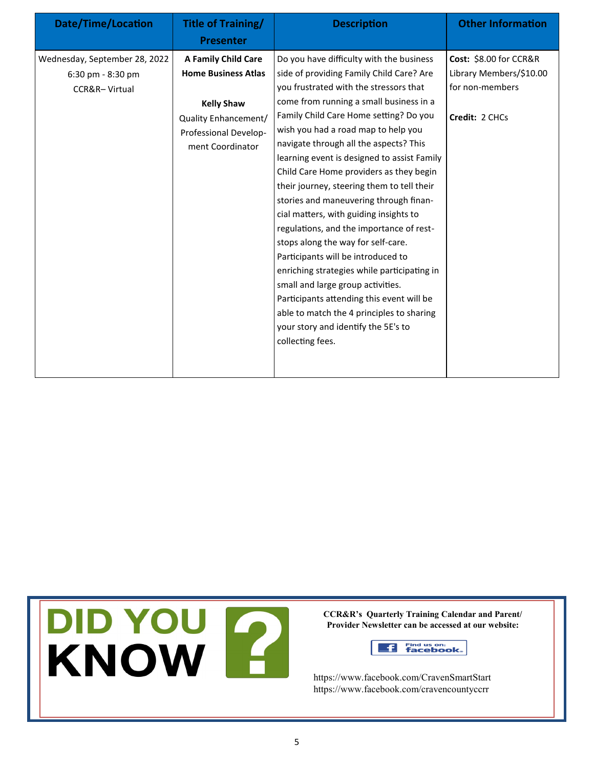| Date/Time/Location | Title of Training/ Presenter | Description | Other Information |
| --- | --- | --- | --- |
| Wednesday, September 28, 2022<br>6:30 pm - 8:30 pm<br>CCR&R– Virtual | **A Family Child Care Home Business Atlas**<br><br>**Kelly Shaw**<br>Quality Enhancement/ Professional Development Coordinator | Do you have difficulty with the business side of providing Family Child Care? Are you frustrated with the stressors that come from running a small business in a Family Child Care Home setting? Do you wish you had a road map to help you navigate through all the aspects? This learning event is designed to assist Family Child Care Home providers as they begin their journey, steering them to tell their stories and maneuvering through financial matters, with guiding insights to regulations, and the importance of rest-stops along the way for self-care. Participants will be introduced to enriching strategies while participating in small and large group activities. Participants attending this event will be able to match the 4 principles to sharing your story and identify the 5E's to collecting fees. | **Cost:** $8.00 for CCR&R Library Members/$10.00 for non-members<br><br>**Credit:** 2 CHCs |

## DID YOU KNOW ?

**CCR&R's Quarterly Training Calendar and Parent/ Provider Newsletter can be accessed at our website:**

Find us on: facebook

https://www.facebook.com/CravenSmartStart
https://www.facebook.com/cravencountyccrr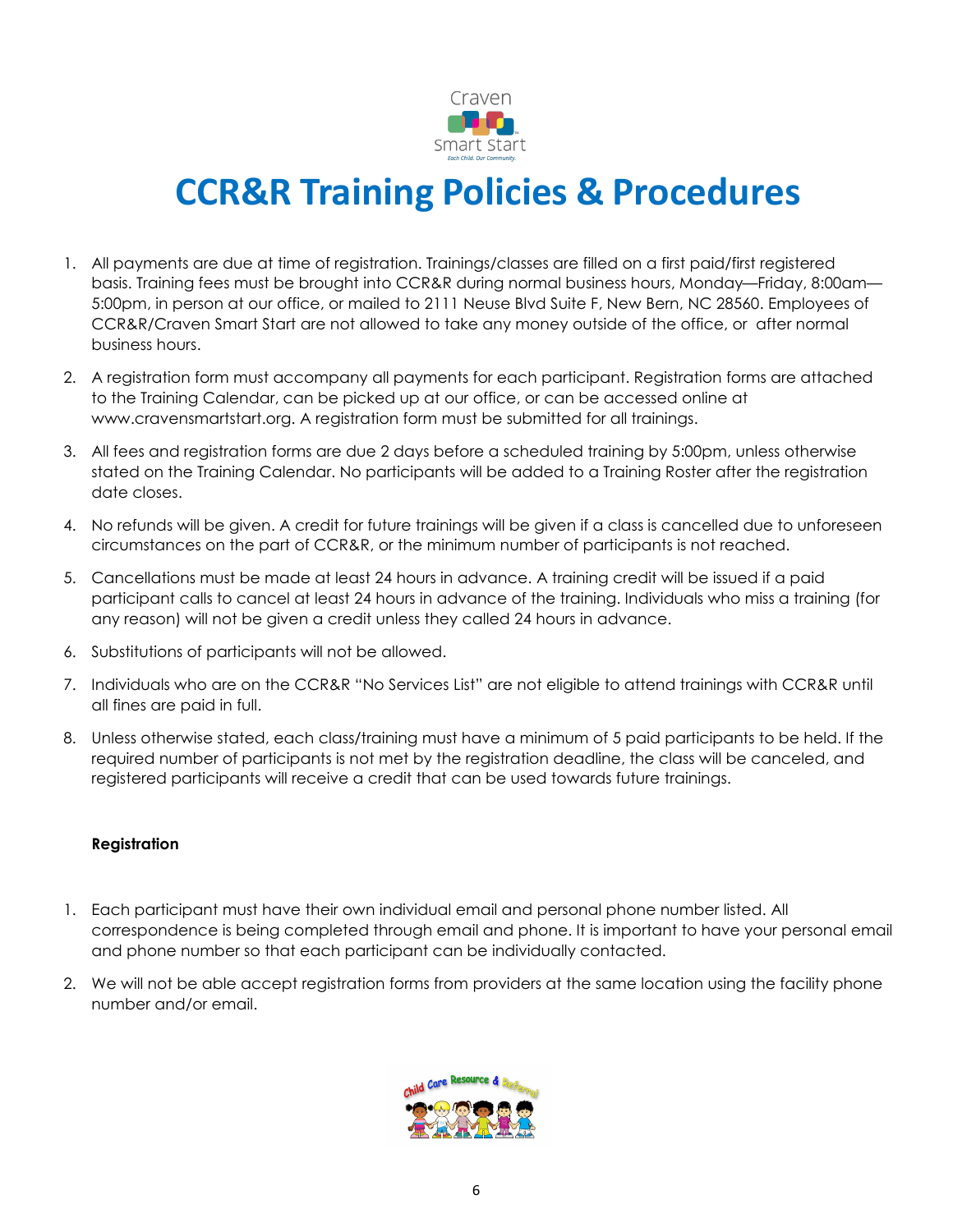# CCR&R Training Policies & Procedures

1. All payments are due at time of registration. Trainings/classes are filled on a first paid/first registered basis. Training fees must be brought into CCR&R during normal business hours, Monday—Friday, 8:00am—5:00pm, in person at our office, or mailed to 2111 Neuse Blvd Suite F, New Bern, NC 28560. Employees of CCR&R/Craven Smart Start are not allowed to take any money outside of the office, or after normal business hours.
2. A registration form must accompany all payments for each participant. Registration forms are attached to the Training Calendar, can be picked up at our office, or can be accessed online at www.cravensmartstart.org. A registration form must be submitted for all trainings.
3. All fees and registration forms are due 2 days before a scheduled training by 5:00pm, unless otherwise stated on the Training Calendar. No participants will be added to a Training Roster after the registration date closes.
4. No refunds will be given. A credit for future trainings will be given if a class is cancelled due to unforeseen circumstances on the part of CCR&R, or the minimum number of participants is not reached.
5. Cancellations must be made at least 24 hours in advance. A training credit will be issued if a paid participant calls to cancel at least 24 hours in advance of the training. Individuals who miss a training (for any reason) will not be given a credit unless they called 24 hours in advance.
6. Substitutions of participants will not be allowed.
7. Individuals who are on the CCR&R "No Services List" are not eligible to attend trainings with CCR&R until all fines are paid in full.
8. Unless otherwise stated, each class/training must have a minimum of 5 paid participants to be held. If the required number of participants is not met by the registration deadline, the class will be canceled, and registered participants will receive a credit that can be used towards future trainings.

**Registration**

1. Each participant must have their own individual email and personal phone number listed. All correspondence is being completed through email and phone. It is important to have your personal email and phone number so that each participant can be individually contacted.
2. We will not be able accept registration forms from providers at the same location using the facility phone number and/or email.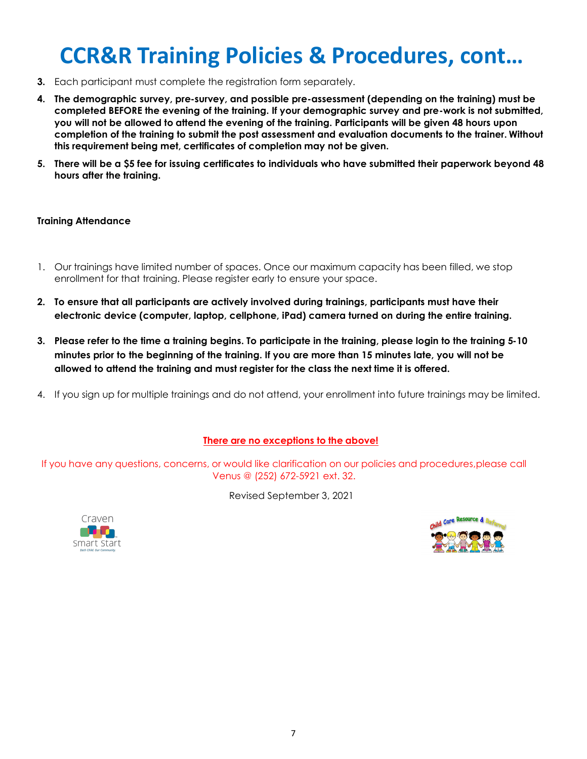# CCR&R Training Policies & Procedures, cont…

3. Each participant must complete the registration form separately.
4. **The demographic survey, pre-survey, and possible pre-assessment (depending on the training) must be completed BEFORE the evening of the training. If your demographic survey and pre-work is not submitted, you will not be allowed to attend the evening of the training. Participants will be given 48 hours upon completion of the training to submit the post assessment and evaluation documents to the trainer. Without this requirement being met, certificates of completion may not be given.**
5. **There will be a $5 fee for issuing certificates to individuals who have submitted their paperwork beyond 48 hours after the training.**

**Training Attendance**

1. Our trainings have limited number of spaces. Once our maximum capacity has been filled, we stop enrollment for that training. Please register early to ensure your space.
2. **To ensure that all participants are actively involved during trainings, participants must have their electronic device (computer, laptop, cellphone, iPad) camera turned on during the entire training.**
3. **Please refer to the time a training begins. To participate in the training, please login to the training 5-10 minutes prior to the beginning of the training. If you are more than 15 minutes late, you will not be allowed to attend the training and must register for the class the next time it is offered.**
4. If you sign up for multiple trainings and do not attend, your enrollment into future trainings may be limited.

**There are no exceptions to the above!**

If you have any questions, concerns, or would like clarification on our policies and procedures,please call Venus @ (252) 672-5921 ext. 32.

Revised September 3, 2021

Craven Smart Start

Child Care Resource & Referral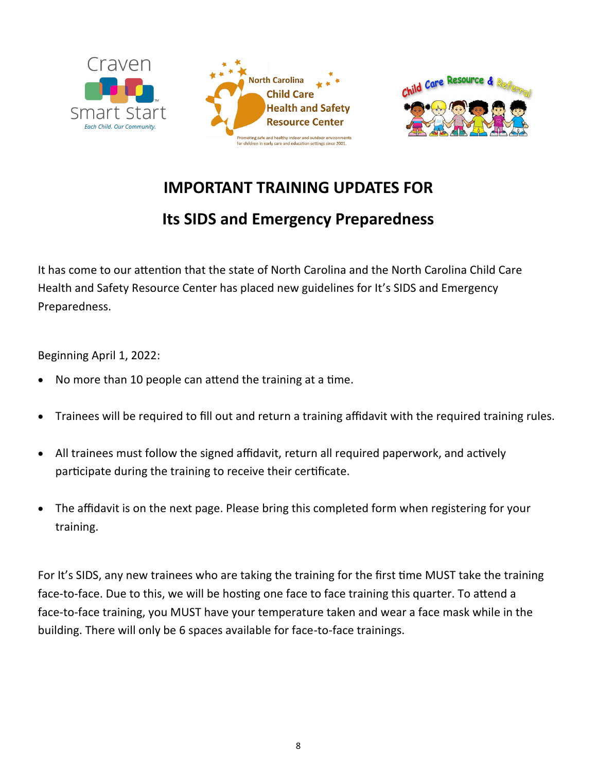# IMPORTANT TRAINING UPDATES FOR

## Its SIDS and Emergency Preparedness

It has come to our attention that the state of North Carolina and the North Carolina Child Care Health and Safety Resource Center has placed new guidelines for It's SIDS and Emergency Preparedness.

Beginning April 1, 2022:

- No more than 10 people can attend the training at a time.
- Trainees will be required to fill out and return a training affidavit with the required training rules.
- All trainees must follow the signed affidavit, return all required paperwork, and actively participate during the training to receive their certificate.
- The affidavit is on the next page. Please bring this completed form when registering for your training.

For It's SIDS, any new trainees who are taking the training for the first time MUST take the training face-to-face. Due to this, we will be hosting one face to face training this quarter. To attend a face-to-face training, you MUST have your temperature taken and wear a face mask while in the building. There will only be 6 spaces available for face-to-face trainings.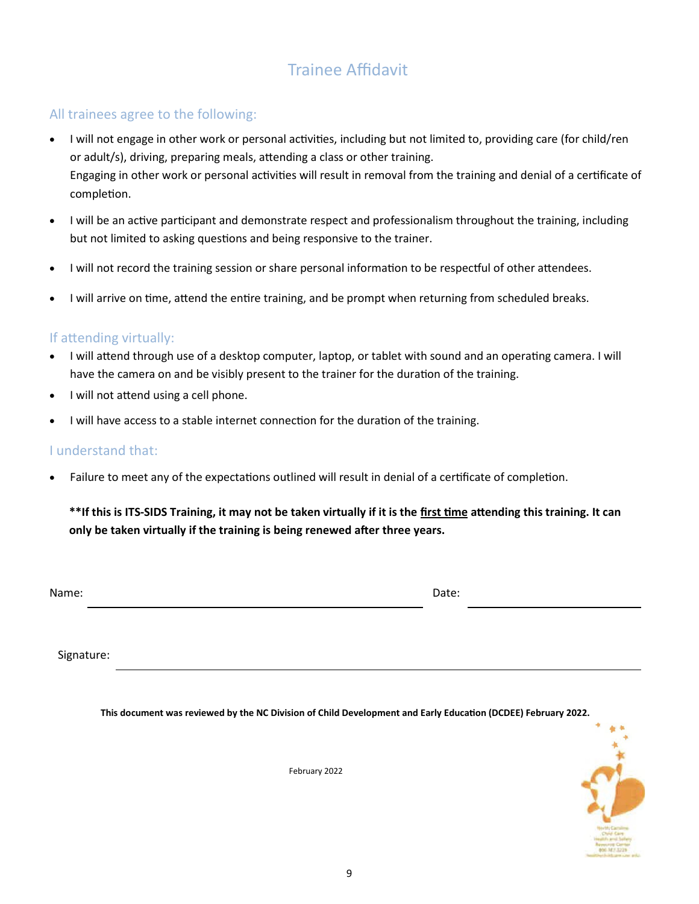# Trainee Affidavit

## All trainees agree to the following:

- I will not engage in other work or personal activities, including but not limited to, providing care (for child/ren or adult/s), driving, preparing meals, attending a class or other training.
  Engaging in other work or personal activities will result in removal from the training and denial of a certificate of completion.
- I will be an active participant and demonstrate respect and professionalism throughout the training, including but not limited to asking questions and being responsive to the trainer.
- I will not record the training session or share personal information to be respectful of other attendees.
- I will arrive on time, attend the entire training, and be prompt when returning from scheduled breaks.

## If attending virtually:

- I will attend through use of a desktop computer, laptop, or tablet with sound and an operating camera. I will have the camera on and be visibly present to the trainer for the duration of the training.
- I will not attend using a cell phone.
- I will have access to a stable internet connection for the duration of the training.

## I understand that:

- Failure to meet any of the expectations outlined will result in denial of a certificate of completion.

**\*\*If this is ITS-SIDS Training, it may not be taken virtually if it is the <u>first time</u> attending this training. It can only be taken virtually if the training is being renewed after three years.**

Name: ______________________________ Date: ______________

Signature: ______________________________________________

**This document was reviewed by the NC Division of Child Development and Early Education (DCDEE) February 2022.**

February 2022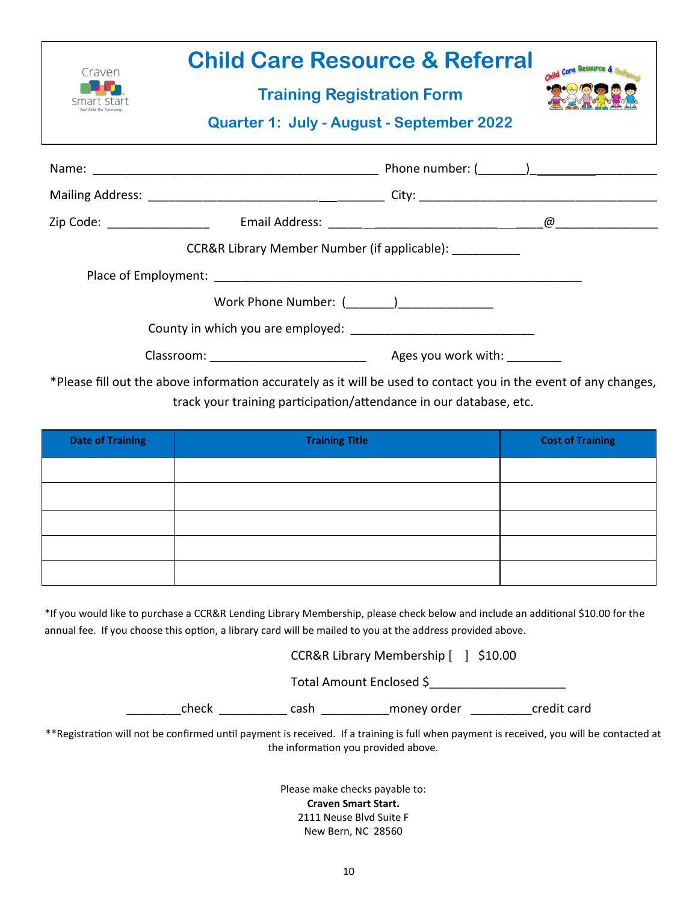Craven Smart Start

# Child Care Resource & Referral

## Training Registration Form

### Quarter 1: July - August - September 2022

Name: ________________________________________ Phone number: (_______)____________________

Mailing Address: __________________________________ City: ___________________________________

Zip Code: _______________ Email Address: ______________________________@_______________

CCR&R Library Member Number (if applicable): __________

Place of Employment: _______________________________________________________

Work Phone Number: (_______)_____________

County in which you are employed: ___________________________

Classroom: _______________________ Ages you work with: ________

*Please fill out the above information accurately as it will be used to contact you in the event of any changes, track your training participation/attendance in our database, etc.

| Date of Training | Training Title | Cost of Training |
| --- | --- | --- |
| | | |
| | | |
| | | |
| | | |
| | | |

*If you would like to purchase a CCR&R Lending Library Membership, please check below and include an additional $10.00 for the annual fee. If you choose this option, a library card will be mailed to you at the address provided above.

CCR&R Library Membership [ ] $10.00

Total Amount Enclosed $___________________

________check __________ cash __________money order _________credit card

**Registration will not be confirmed until payment is received. If a training is full when payment is received, you will be contacted at the information you provided above.

Please make checks payable to:
**Craven Smart Start.**
2111 Neuse Blvd Suite F
New Bern, NC 28560